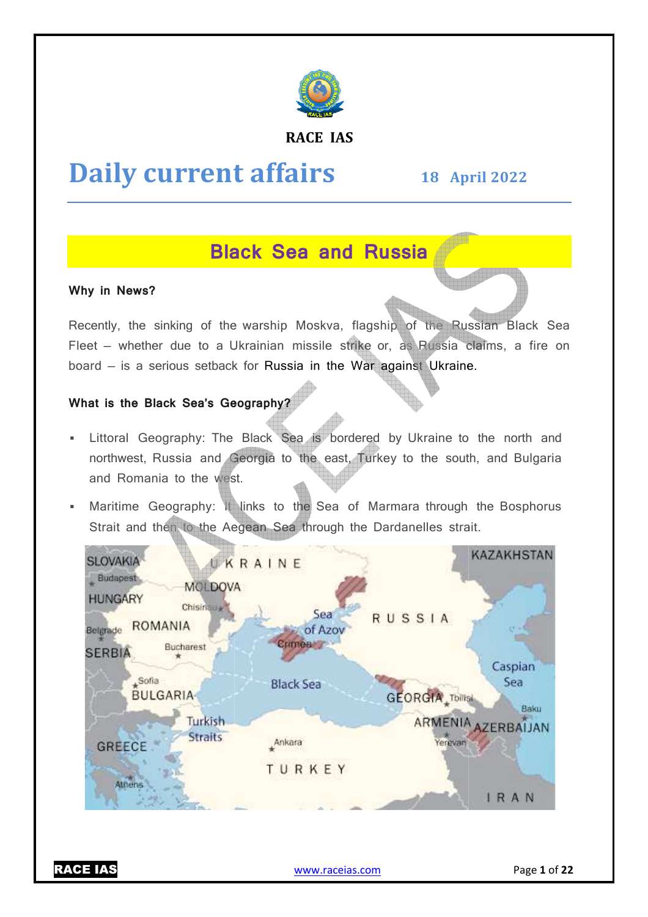RACE IAS

# Daily current affairs

18 April 2022

## Black Sea and Russia

**Why in News?**

Recently, the sinking of the warship Moskva, flagship of the Russian Black Sea Fleet – whether due to a Ukrainian missile strike or, as Russia claims, a fire on board – is a serious setback for Russia in the War against Ukraine.

**What is the Black Sea's Geography?**

- Littoral Geography: The Black Sea is bordered by Ukraine to the north and northwest, Russia and Georgia to the east, Turkey to the south, and Bulgaria and Romania to the west.
- Maritime Geography: It links to the Sea of Marmara through the Bosphorus Strait and then to the Aegean Sea through the Dardanelles strait.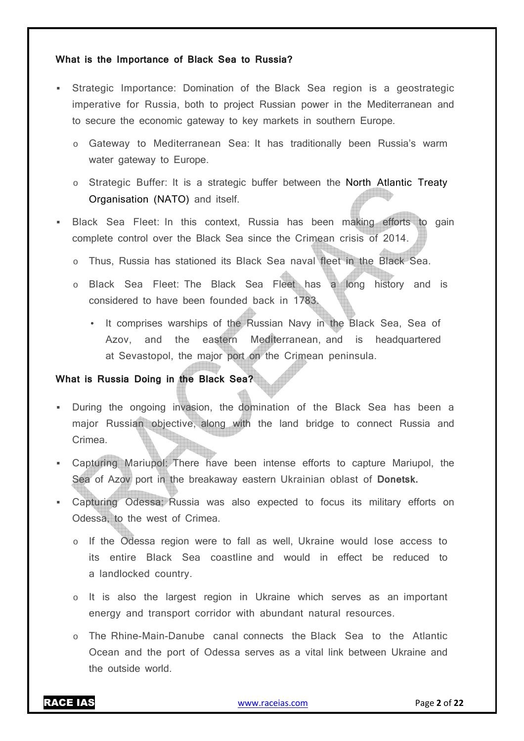**What is the Importance of Black Sea to Russia?**

- Strategic Importance: Domination of the Black Sea region is a geostrategic imperative for Russia, both to project Russian power in the Mediterranean and to secure the economic gateway to key markets in southern Europe.
  - Gateway to Mediterranean Sea: It has traditionally been Russia's warm water gateway to Europe.
  - Strategic Buffer: It is a strategic buffer between the North Atlantic Treaty Organisation (NATO) and itself.
- Black Sea Fleet: In this context, Russia has been making efforts to gain complete control over the Black Sea since the Crimean crisis of 2014.
  - Thus, Russia has stationed its Black Sea naval fleet in the Black Sea.
  - Black Sea Fleet: The Black Sea Fleet has a long history and is considered to have been founded back in 1783.
    - It comprises warships of the Russian Navy in the Black Sea, Sea of Azov, and the eastern Mediterranean, and is headquartered at Sevastopol, the major port on the Crimean peninsula.

**What is Russia Doing in the Black Sea?**

- During the ongoing invasion, the domination of the Black Sea has been a major Russian objective, along with the land bridge to connect Russia and Crimea.
- Capturing Mariupol: There have been intense efforts to capture Mariupol, the Sea of Azov port in the breakaway eastern Ukrainian oblast of **Donetsk.**
- Capturing Odessa: Russia was also expected to focus its military efforts on Odessa, to the west of Crimea.
  - If the Odessa region were to fall as well, Ukraine would lose access to its entire Black Sea coastline and would in effect be reduced to a landlocked country.
  - It is also the largest region in Ukraine which serves as an important energy and transport corridor with abundant natural resources.
  - The Rhine-Main-Danube canal connects the Black Sea to the Atlantic Ocean and the port of Odessa serves as a vital link between Ukraine and the outside world.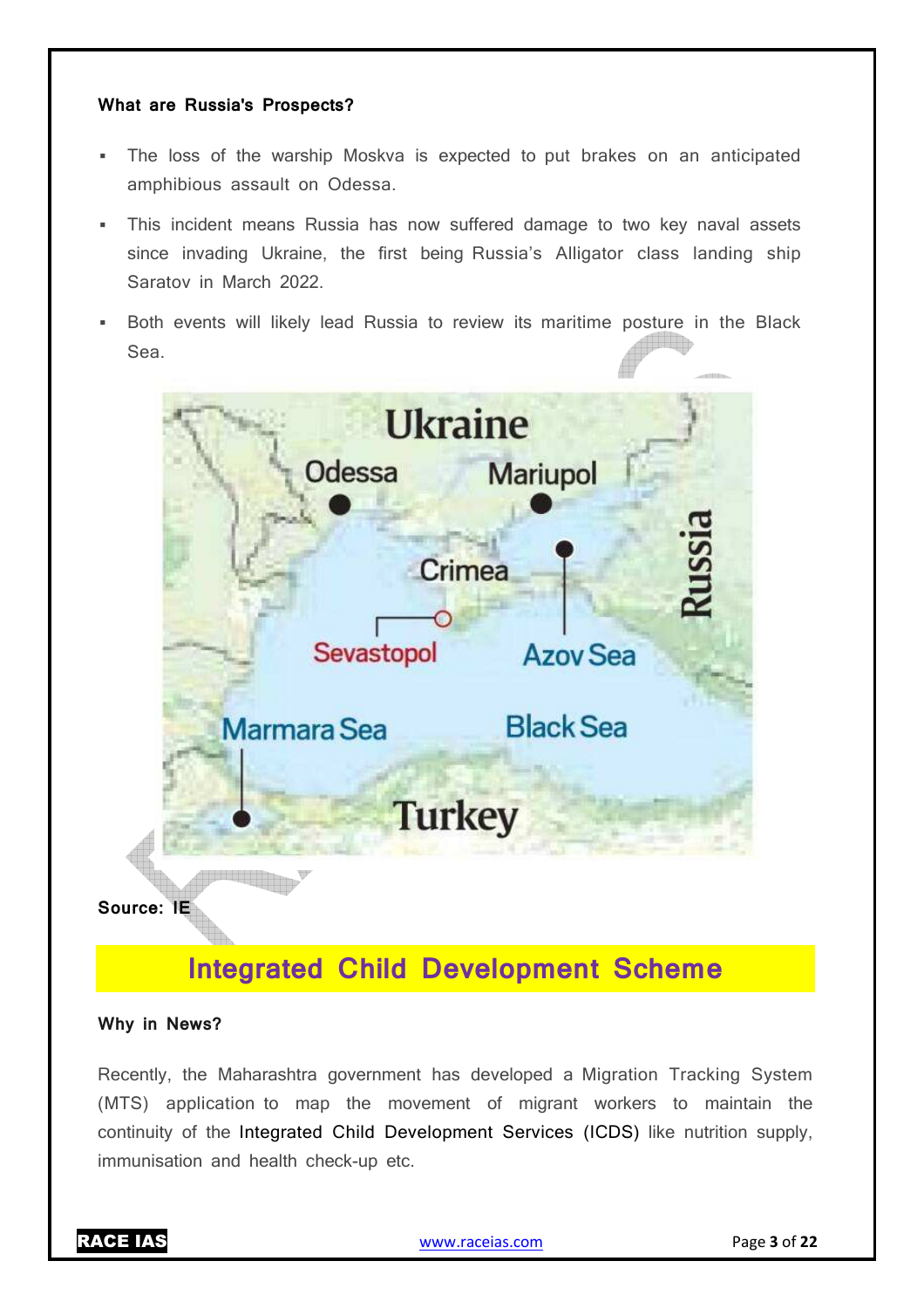**What are Russia's Prospects?**

- The loss of the warship Moskva is expected to put brakes on an anticipated amphibious assault on Odessa.
- This incident means Russia has now suffered damage to two key naval assets since invading Ukraine, the first being Russia's Alligator class landing ship Saratov in March 2022.
- Both events will likely lead Russia to review its maritime posture in the Black Sea.

**Source: IE**

# Integrated Child Development Scheme

**Why in News?**

Recently, the Maharashtra government has developed a Migration Tracking System (MTS) application to map the movement of migrant workers to maintain the continuity of the Integrated Child Development Services (ICDS) like nutrition supply, immunisation and health check-up etc.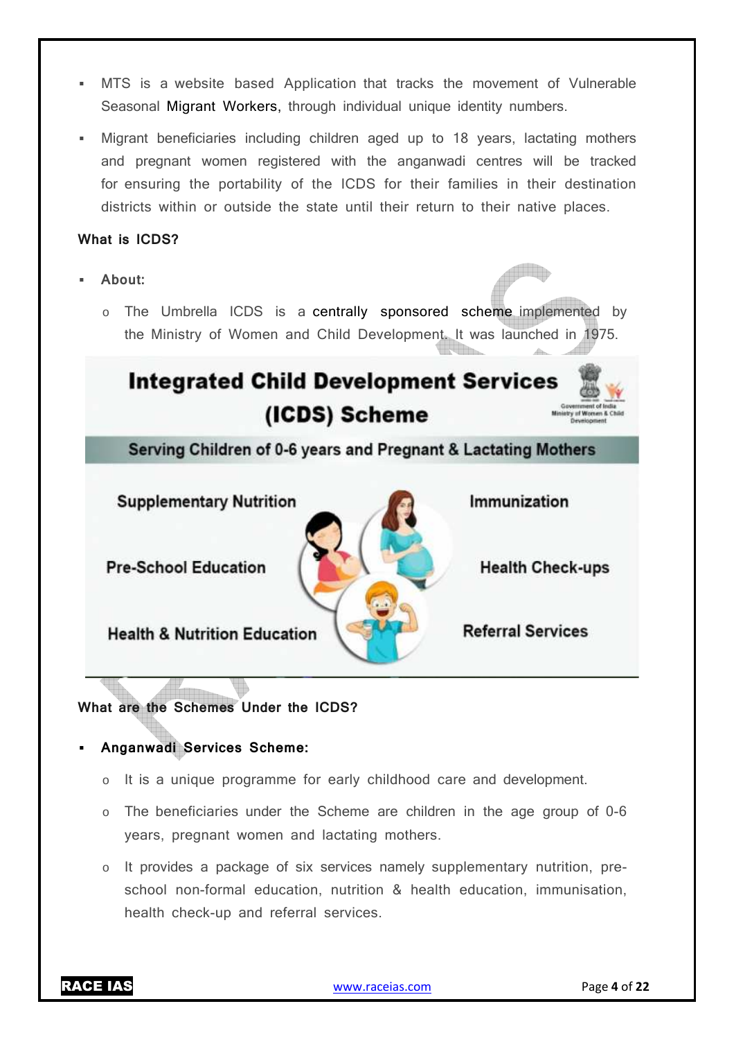- MTS is a website based Application that tracks the movement of Vulnerable Seasonal Migrant Workers, through individual unique identity numbers.
- Migrant beneficiaries including children aged up to 18 years, lactating mothers and pregnant women registered with the anganwadi centres will be tracked for ensuring the portability of the ICDS for their families in their destination districts within or outside the state until their return to their native places.

**What is ICDS?**

- **About:**
  - The Umbrella ICDS is a centrally sponsored scheme implemented by the Ministry of Women and Child Development. It was launched in 1975.

**Integrated Child Development Services (ICDS) Scheme**

Serving Children of 0-6 years and Pregnant & Lactating Mothers

- Supplementary Nutrition
- Immunization
- Pre-School Education
- Health Check-ups
- Health & Nutrition Education
- Referral Services

**What are the Schemes Under the ICDS?**

- **Anganwadi Services Scheme:**
  - It is a unique programme for early childhood care and development.
  - The beneficiaries under the Scheme are children in the age group of 0-6 years, pregnant women and lactating mothers.
  - It provides a package of six services namely supplementary nutrition, pre-school non-formal education, nutrition & health education, immunisation, health check-up and referral services.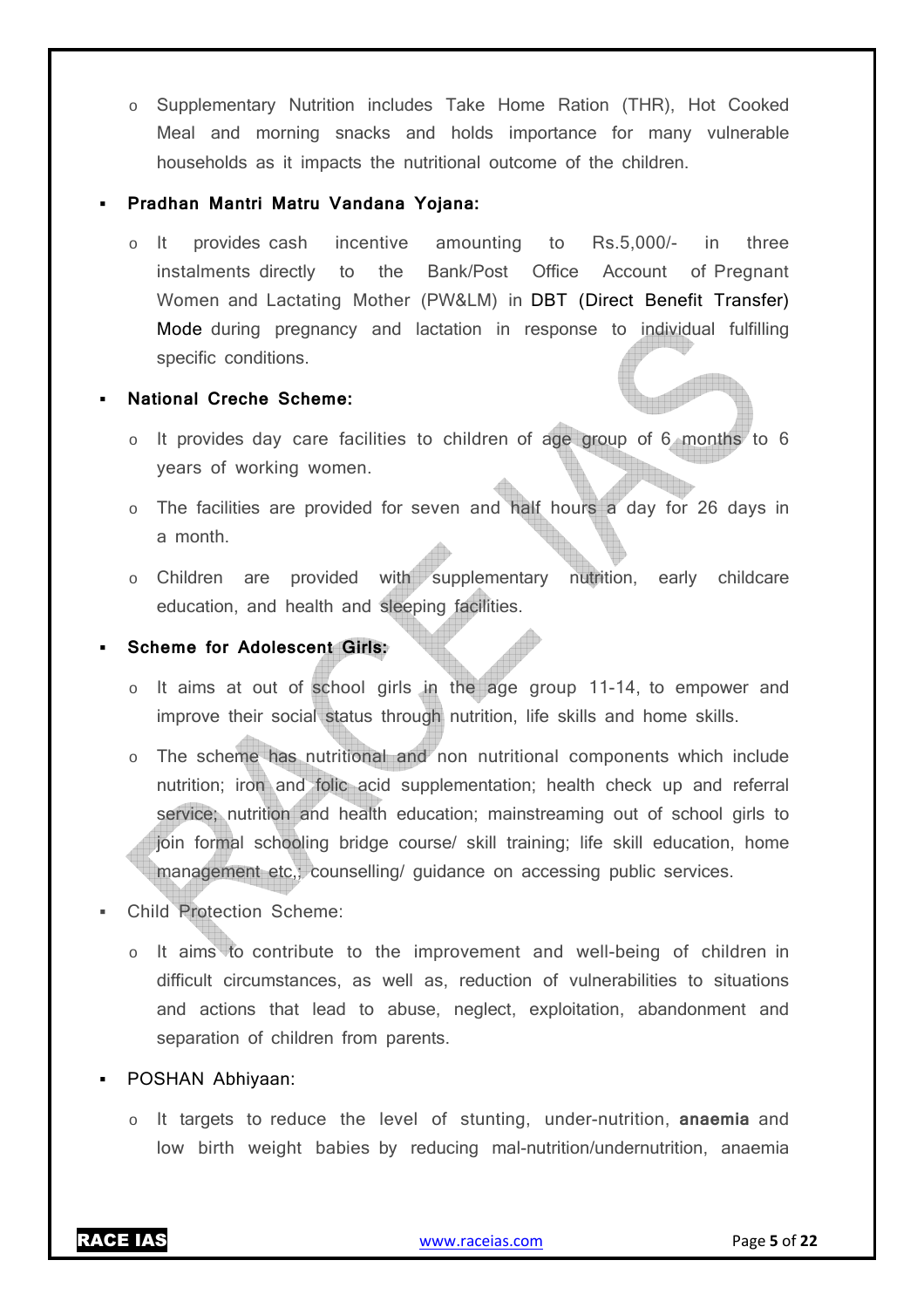- Supplementary Nutrition includes Take Home Ration (THR), Hot Cooked Meal and morning snacks and holds importance for many vulnerable households as it impacts the nutritional outcome of the children.

- **Pradhan Mantri Matru Vandana Yojana:**
  - It provides cash incentive amounting to Rs.5,000/- in three instalments directly to the Bank/Post Office Account of Pregnant Women and Lactating Mother (PW&LM) in DBT (Direct Benefit Transfer) Mode during pregnancy and lactation in response to individual fulfilling specific conditions.

- **National Creche Scheme:**
  - It provides day care facilities to children of age group of 6 months to 6 years of working women.
  - The facilities are provided for seven and half hours a day for 26 days in a month.
  - Children are provided with supplementary nutrition, early childcare education, and health and sleeping facilities.

- **Scheme for Adolescent Girls:**
  - It aims at out of school girls in the age group 11-14, to empower and improve their social status through nutrition, life skills and home skills.
  - The scheme has nutritional and non nutritional components which include nutrition; iron and folic acid supplementation; health check up and referral service; nutrition and health education; mainstreaming out of school girls to join formal schooling bridge course/ skill training; life skill education, home management etc,; counselling/ guidance on accessing public services.

- Child Protection Scheme:
  - It aims to contribute to the improvement and well-being of children in difficult circumstances, as well as, reduction of vulnerabilities to situations and actions that lead to abuse, neglect, exploitation, abandonment and separation of children from parents.

- POSHAN Abhiyaan:
  - It targets to reduce the level of stunting, under-nutrition, **anaemia** and low birth weight babies by reducing mal-nutrition/undernutrition, anaemia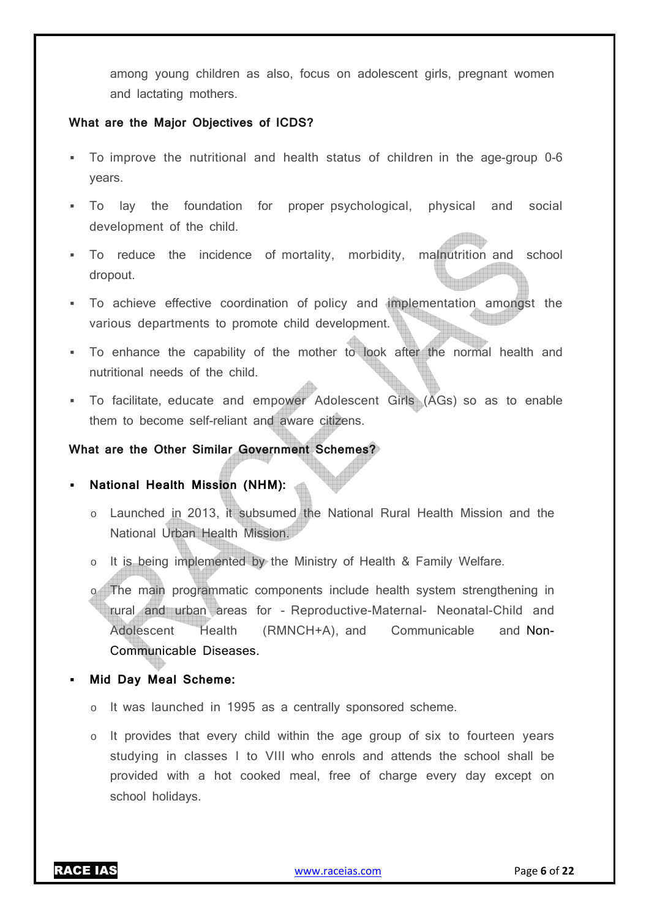among young children as also, focus on adolescent girls, pregnant women and lactating mothers.

**What are the Major Objectives of ICDS?**

- To improve the nutritional and health status of children in the age-group 0-6 years.
- To lay the foundation for proper psychological, physical and social development of the child.
- To reduce the incidence of mortality, morbidity, malnutrition and school dropout.
- To achieve effective coordination of policy and implementation amongst the various departments to promote child development.
- To enhance the capability of the mother to look after the normal health and nutritional needs of the child.
- To facilitate, educate and empower Adolescent Girls (AGs) so as to enable them to become self-reliant and aware citizens.

**What are the Other Similar Government Schemes?**

- **National Health Mission (NHM):**
  - Launched in 2013, it subsumed the National Rural Health Mission and the National Urban Health Mission.
  - It is being implemented by the Ministry of Health & Family Welfare.
  - The main programmatic components include health system strengthening in rural and urban areas for - Reproductive-Maternal- Neonatal-Child and Adolescent Health (RMNCH+A), and Communicable and Non-Communicable Diseases.
- **Mid Day Meal Scheme:**
  - It was launched in 1995 as a centrally sponsored scheme.
  - It provides that every child within the age group of six to fourteen years studying in classes I to VIII who enrols and attends the school shall be provided with a hot cooked meal, free of charge every day except on school holidays.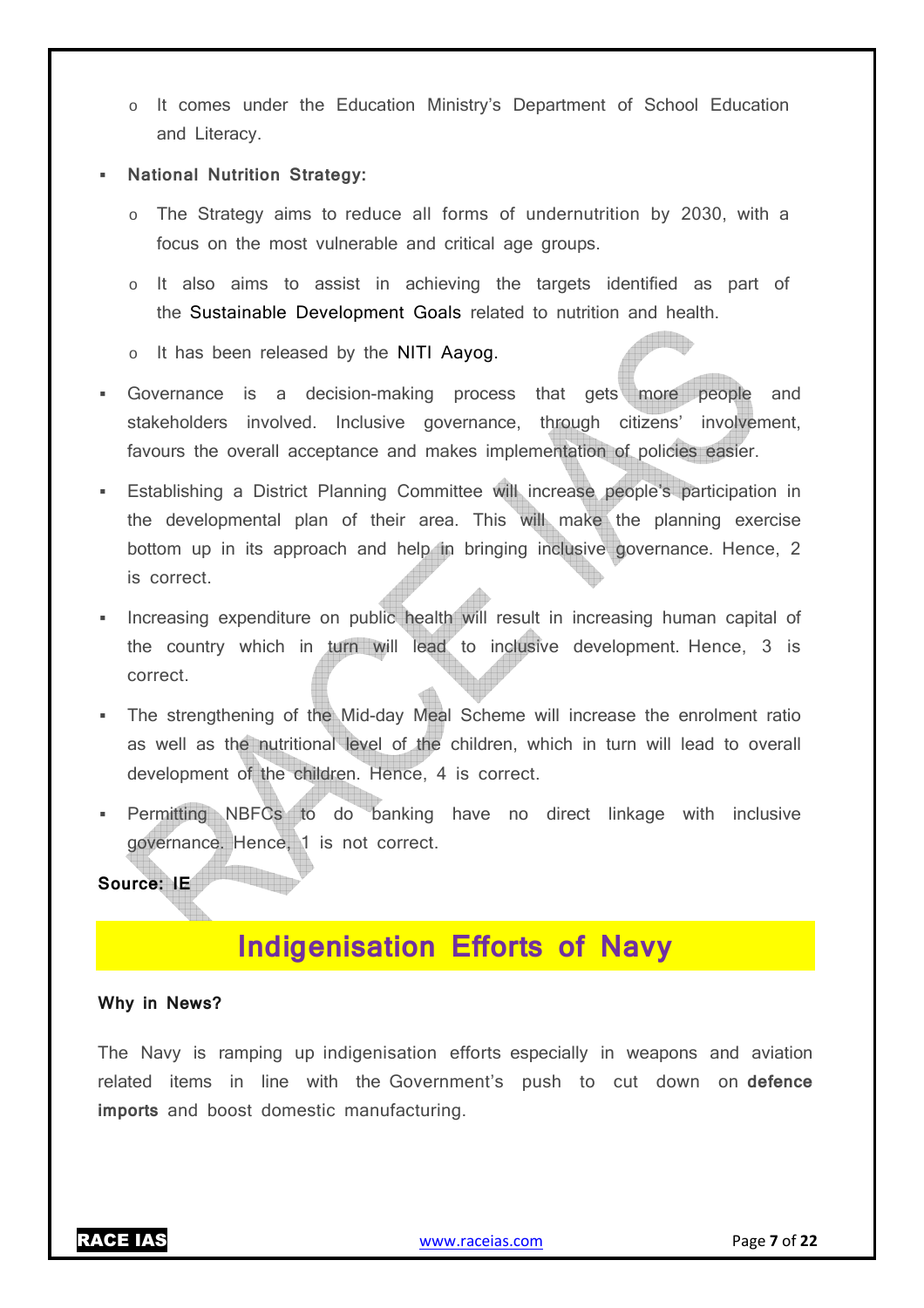- It comes under the Education Ministry's Department of School Education and Literacy.

- **National Nutrition Strategy:**
  - The Strategy aims to reduce all forms of undernutrition by 2030, with a focus on the most vulnerable and critical age groups.
  - It also aims to assist in achieving the targets identified as part of the Sustainable Development Goals related to nutrition and health.
  - It has been released by the NITI Aayog.

- Governance is a decision-making process that gets more people and stakeholders involved. Inclusive governance, through citizens' involvement, favours the overall acceptance and makes implementation of policies easier.

- Establishing a District Planning Committee will increase people's participation in the developmental plan of their area. This will make the planning exercise bottom up in its approach and help in bringing inclusive governance. Hence, 2 is correct.

- Increasing expenditure on public health will result in increasing human capital of the country which in turn will lead to inclusive development. Hence, 3 is correct.

- The strengthening of the Mid-day Meal Scheme will increase the enrolment ratio as well as the nutritional level of the children, which in turn will lead to overall development of the children. Hence, 4 is correct.

- Permitting NBFCs to do banking have no direct linkage with inclusive governance. Hence, 1 is not correct.

**Source: IE**

# Indigenisation Efforts of Navy

**Why in News?**

The Navy is ramping up indigenisation efforts especially in weapons and aviation related items in line with the Government's push to cut down on **defence imports** and boost domestic manufacturing.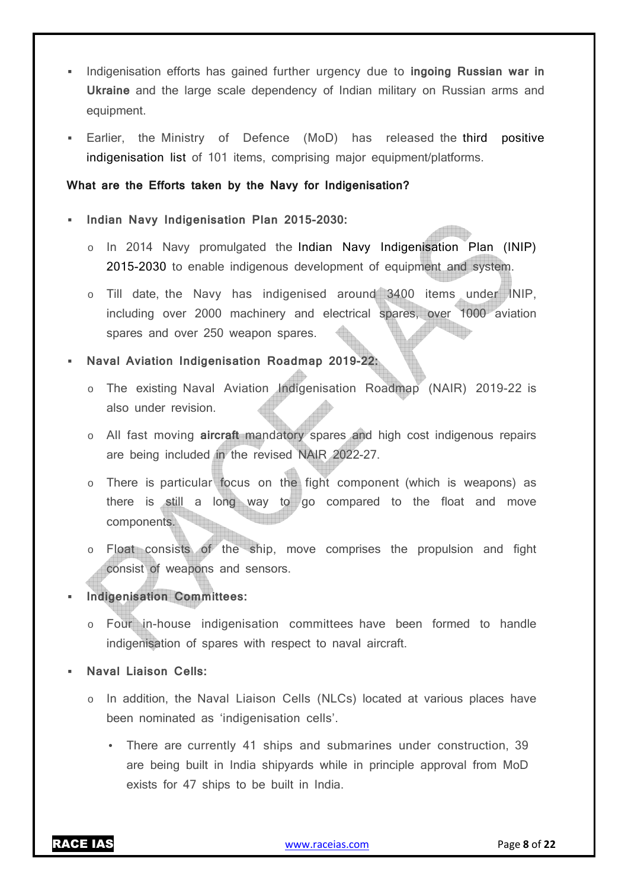- Indigenisation efforts has gained further urgency due to **ingoing Russian war in Ukraine** and the large scale dependency of Indian military on Russian arms and equipment.
- Earlier, the Ministry of Defence (MoD) has released the third positive indigenisation list of 101 items, comprising major equipment/platforms.

**What are the Efforts taken by the Navy for Indigenisation?**

- **Indian Navy Indigenisation Plan 2015-2030:**
  - In 2014 Navy promulgated the Indian Navy Indigenisation Plan (INIP) 2015-2030 to enable indigenous development of equipment and system.
  - Till date, the Navy has indigenised around 3400 items under INIP, including over 2000 machinery and electrical spares, over 1000 aviation spares and over 250 weapon spares.
- **Naval Aviation Indigenisation Roadmap 2019-22:**
  - The existing Naval Aviation Indigenisation Roadmap (NAIR) 2019-22 is also under revision.
  - All fast moving **aircraft** mandatory spares and high cost indigenous repairs are being included in the revised NAIR 2022-27.
  - There is particular focus on the fight component (which is weapons) as there is still a long way to go compared to the float and move components.
  - Float consists of the ship, move comprises the propulsion and fight consist of weapons and sensors.
- **Indigenisation Committees:**
  - Four in-house indigenisation committees have been formed to handle indigenisation of spares with respect to naval aircraft.
- **Naval Liaison Cells:**
  - In addition, the Naval Liaison Cells (NLCs) located at various places have been nominated as 'indigenisation cells'.
    - There are currently 41 ships and submarines under construction, 39 are being built in India shipyards while in principle approval from MoD exists for 47 ships to be built in India.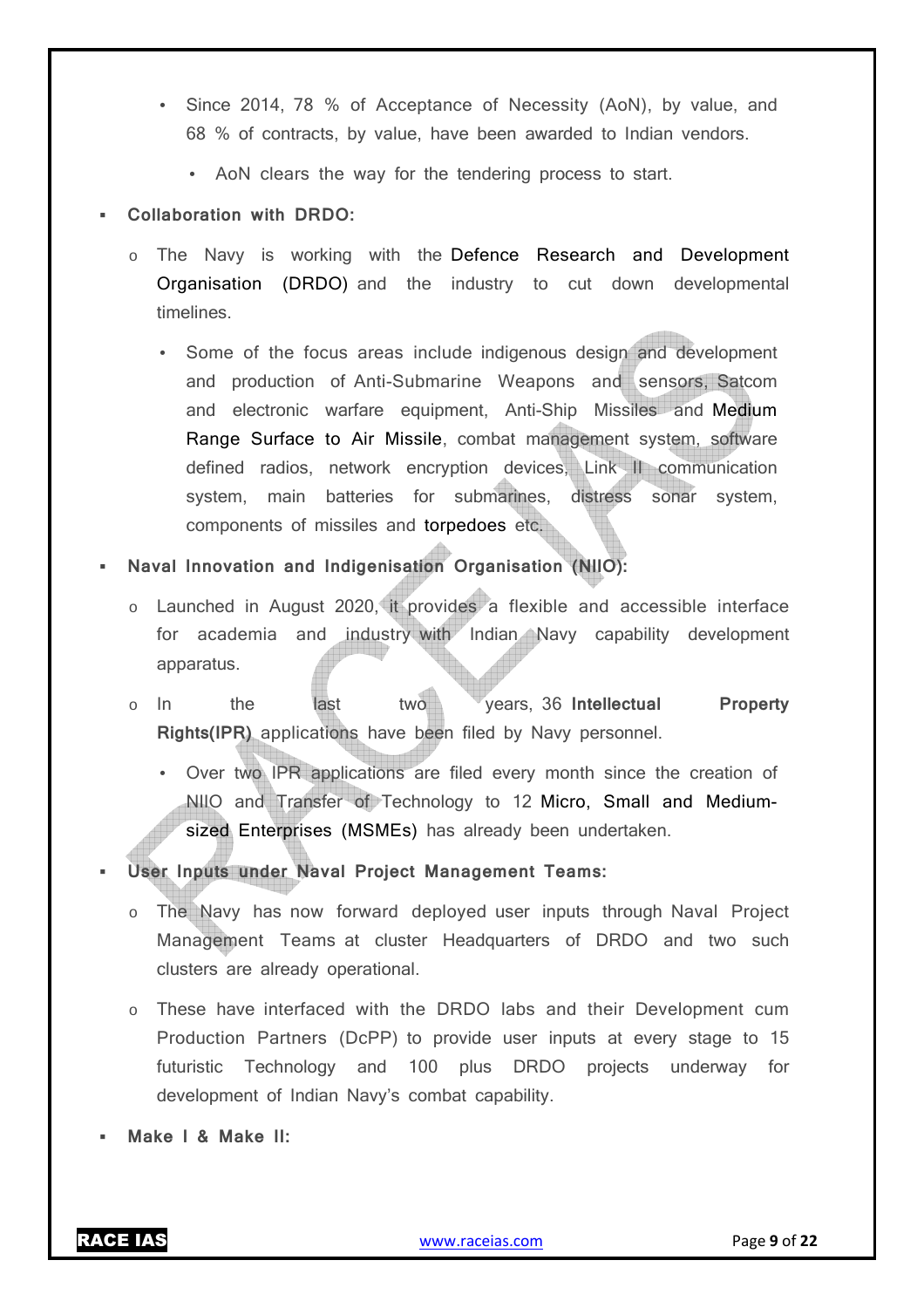- Since 2014, 78 % of Acceptance of Necessity (AoN), by value, and 68 % of contracts, by value, have been awarded to Indian vendors.
  - AoN clears the way for the tendering process to start.

- **Collaboration with DRDO:**
  - The Navy is working with the Defence Research and Development Organisation (DRDO) and the industry to cut down developmental timelines.
    - Some of the focus areas include indigenous design and development and production of Anti-Submarine Weapons and sensors, Satcom and electronic warfare equipment, Anti-Ship Missiles and Medium Range Surface to Air Missile, combat management system, software defined radios, network encryption devices, Link II communication system, main batteries for submarines, distress sonar system, components of missiles and torpedoes etc.

- **Naval Innovation and Indigenisation Organisation (NIIO):**
  - Launched in August 2020, it provides a flexible and accessible interface for academia and industry with Indian Navy capability development apparatus.
  - In the last two years, 36 **Intellectual Property Rights(IPR)** applications have been filed by Navy personnel.
    - Over two IPR applications are filed every month since the creation of NIIO and Transfer of Technology to 12 Micro, Small and Medium-sized Enterprises (MSMEs) has already been undertaken.

- **User Inputs under Naval Project Management Teams:**
  - The Navy has now forward deployed user inputs through Naval Project Management Teams at cluster Headquarters of DRDO and two such clusters are already operational.
  - These have interfaced with the DRDO labs and their Development cum Production Partners (DcPP) to provide user inputs at every stage to 15 futuristic Technology and 100 plus DRDO projects underway for development of Indian Navy's combat capability.

- **Make I & Make II:**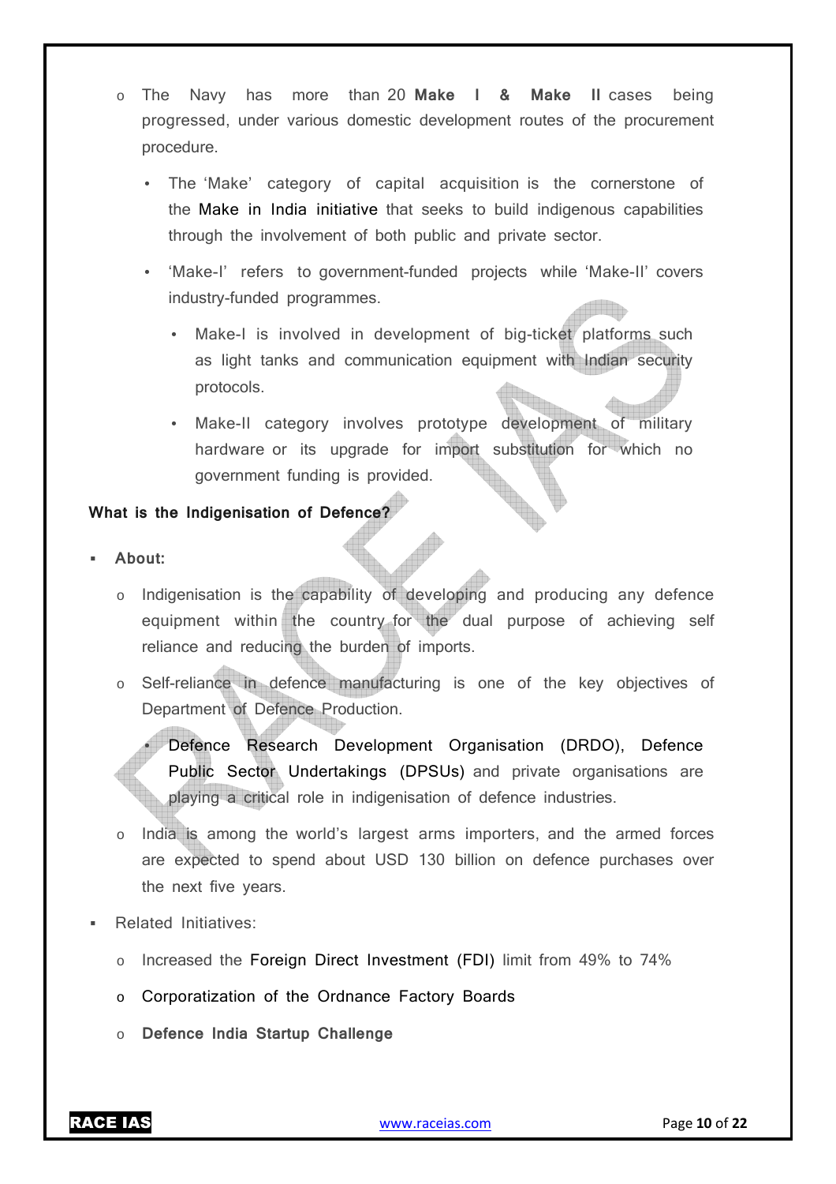- The Navy has more than 20 **Make I & Make II** cases being progressed, under various domestic development routes of the procurement procedure.
  - The 'Make' category of capital acquisition is the cornerstone of the Make in India initiative that seeks to build indigenous capabilities through the involvement of both public and private sector.
  - 'Make-I' refers to government-funded projects while 'Make-II' covers industry-funded programmes.
    - Make-I is involved in development of big-ticket platforms such as light tanks and communication equipment with Indian security protocols.
    - Make-II category involves prototype development of military hardware or its upgrade for import substitution for which no government funding is provided.

**What is the Indigenisation of Defence?**

- **About:**
  - Indigenisation is the capability of developing and producing any defence equipment within the country for the dual purpose of achieving self reliance and reducing the burden of imports.
  - Self-reliance in defence manufacturing is one of the key objectives of Department of Defence Production.
    - Defence Research Development Organisation (DRDO), Defence Public Sector Undertakings (DPSUs) and private organisations are playing a critical role in indigenisation of defence industries.
  - India is among the world's largest arms importers, and the armed forces are expected to spend about USD 130 billion on defence purchases over the next five years.
- Related Initiatives:
  - Increased the Foreign Direct Investment (FDI) limit from 49% to 74%
  - Corporatization of the Ordnance Factory Boards
  - **Defence India Startup Challenge**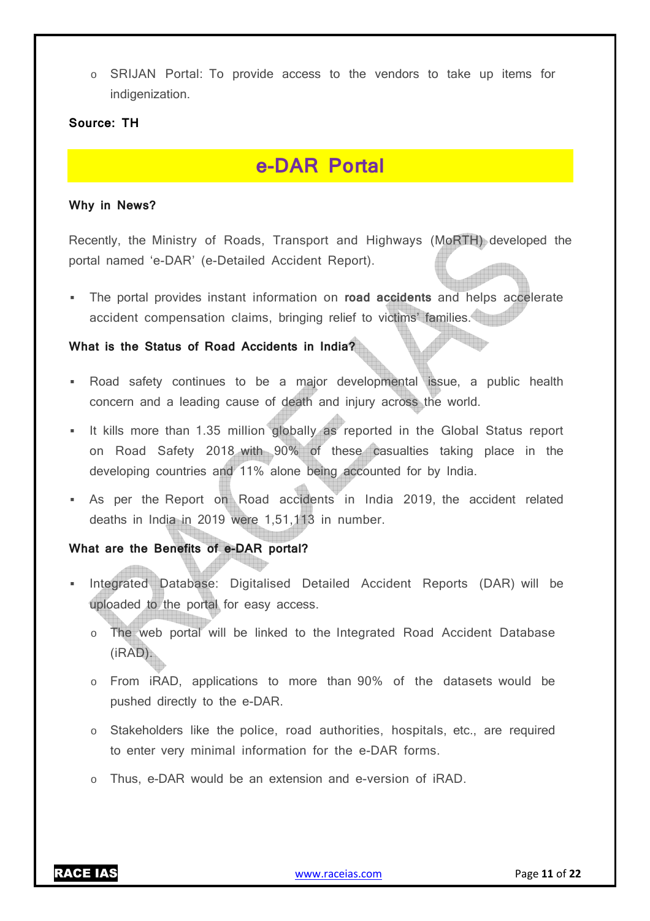- SRIJAN Portal: To provide access to the vendors to take up items for indigenization.

**Source: TH**

# e-DAR Portal

**Why in News?**

Recently, the Ministry of Roads, Transport and Highways (MoRTH) developed the portal named 'e-DAR' (e-Detailed Accident Report).

- The portal provides instant information on **road accidents** and helps accelerate accident compensation claims, bringing relief to victims' families.

**What is the Status of Road Accidents in India?**

- Road safety continues to be a major developmental issue, a public health concern and a leading cause of death and injury across the world.
- It kills more than 1.35 million globally as reported in the Global Status report on Road Safety 2018 with 90% of these casualties taking place in the developing countries and 11% alone being accounted for by India.
- As per the Report on Road accidents in India 2019, the accident related deaths in India in 2019 were 1,51,113 in number.

**What are the Benefits of e-DAR portal?**

- Integrated Database: Digitalised Detailed Accident Reports (DAR) will be uploaded to the portal for easy access.
  - The web portal will be linked to the Integrated Road Accident Database (iRAD).
  - From iRAD, applications to more than 90% of the datasets would be pushed directly to the e-DAR.
  - Stakeholders like the police, road authorities, hospitals, etc., are required to enter very minimal information for the e-DAR forms.
  - Thus, e-DAR would be an extension and e-version of iRAD.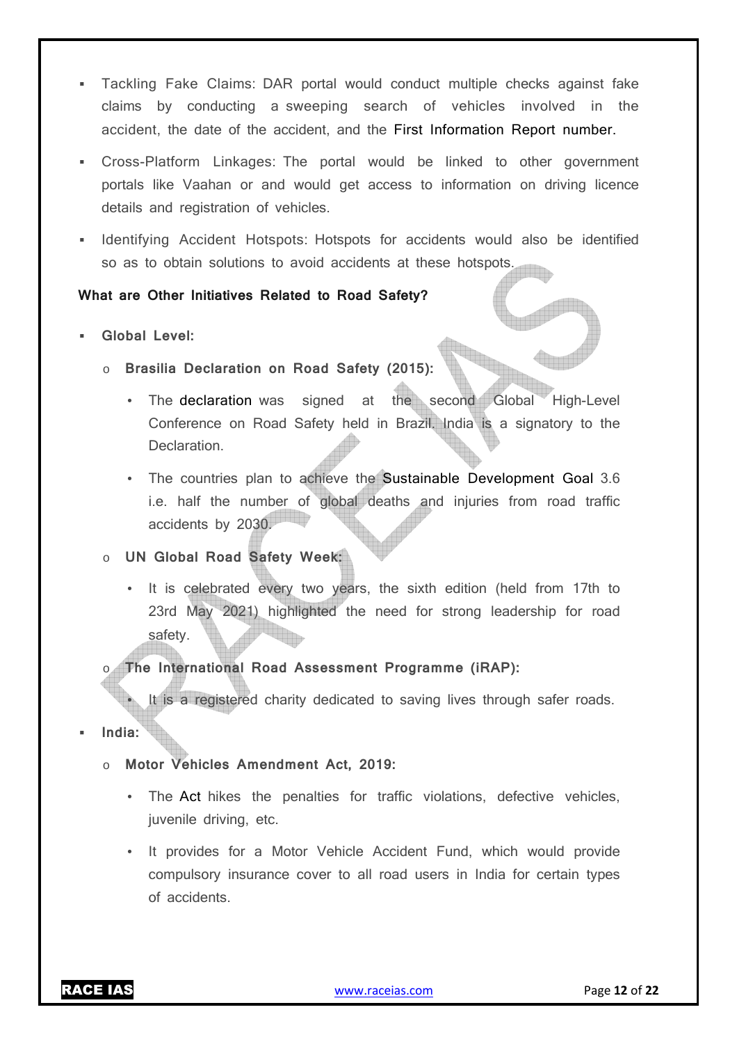- Tackling Fake Claims: DAR portal would conduct multiple checks against fake claims by conducting a sweeping search of vehicles involved in the accident, the date of the accident, and the First Information Report number.
- Cross-Platform Linkages: The portal would be linked to other government portals like Vaahan or and would get access to information on driving licence details and registration of vehicles.
- Identifying Accident Hotspots: Hotspots for accidents would also be identified so as to obtain solutions to avoid accidents at these hotspots.

**What are Other Initiatives Related to Road Safety?**

- **Global Level:**
  - **Brasilia Declaration on Road Safety (2015):**
    - The declaration was signed at the second Global High-Level Conference on Road Safety held in Brazil. India is a signatory to the Declaration.
    - The countries plan to achieve the Sustainable Development Goal 3.6 i.e. half the number of global deaths and injuries from road traffic accidents by 2030.
  - **UN Global Road Safety Week:**
    - It is celebrated every two years, the sixth edition (held from 17th to 23rd May 2021) highlighted the need for strong leadership for road safety.
  - **The International Road Assessment Programme (iRAP):**
    - It is a registered charity dedicated to saving lives through safer roads.
- **India:**
  - **Motor Vehicles Amendment Act, 2019:**
    - The Act hikes the penalties for traffic violations, defective vehicles, juvenile driving, etc.
    - It provides for a Motor Vehicle Accident Fund, which would provide compulsory insurance cover to all road users in India for certain types of accidents.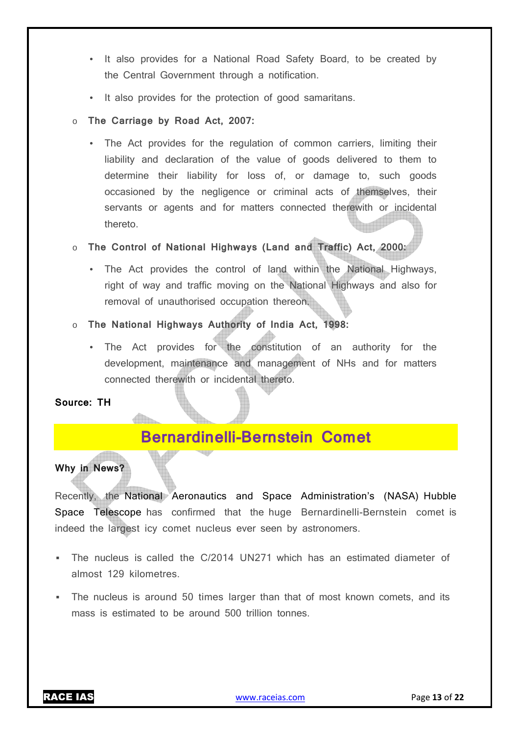- It also provides for a National Road Safety Board, to be created by the Central Government through a notification.
   - It also provides for the protection of good samaritans.

- **The Carriage by Road Act, 2007:**
   - The Act provides for the regulation of common carriers, limiting their liability and declaration of the value of goods delivered to them to determine their liability for loss of, or damage to, such goods occasioned by the negligence or criminal acts of themselves, their servants or agents and for matters connected therewith or incidental thereto.

- **The Control of National Highways (Land and Traffic) Act, 2000:**
   - The Act provides the control of land within the National Highways, right of way and traffic moving on the National Highways and also for removal of unauthorised occupation thereon.

- **The National Highways Authority of India Act, 1998:**
   - The Act provides for the constitution of an authority for the development, maintenance and management of NHs and for matters connected therewith or incidental thereto.

**Source: TH**

## Bernardinelli-Bernstein Comet

**Why in News?**

Recently, the National Aeronautics and Space Administration's (NASA) Hubble Space Telescope has confirmed that the huge Bernardinelli-Bernstein comet is indeed the largest icy comet nucleus ever seen by astronomers.

- The nucleus is called the C/2014 UN271 which has an estimated diameter of almost 129 kilometres.
- The nucleus is around 50 times larger than that of most known comets, and its mass is estimated to be around 500 trillion tonnes.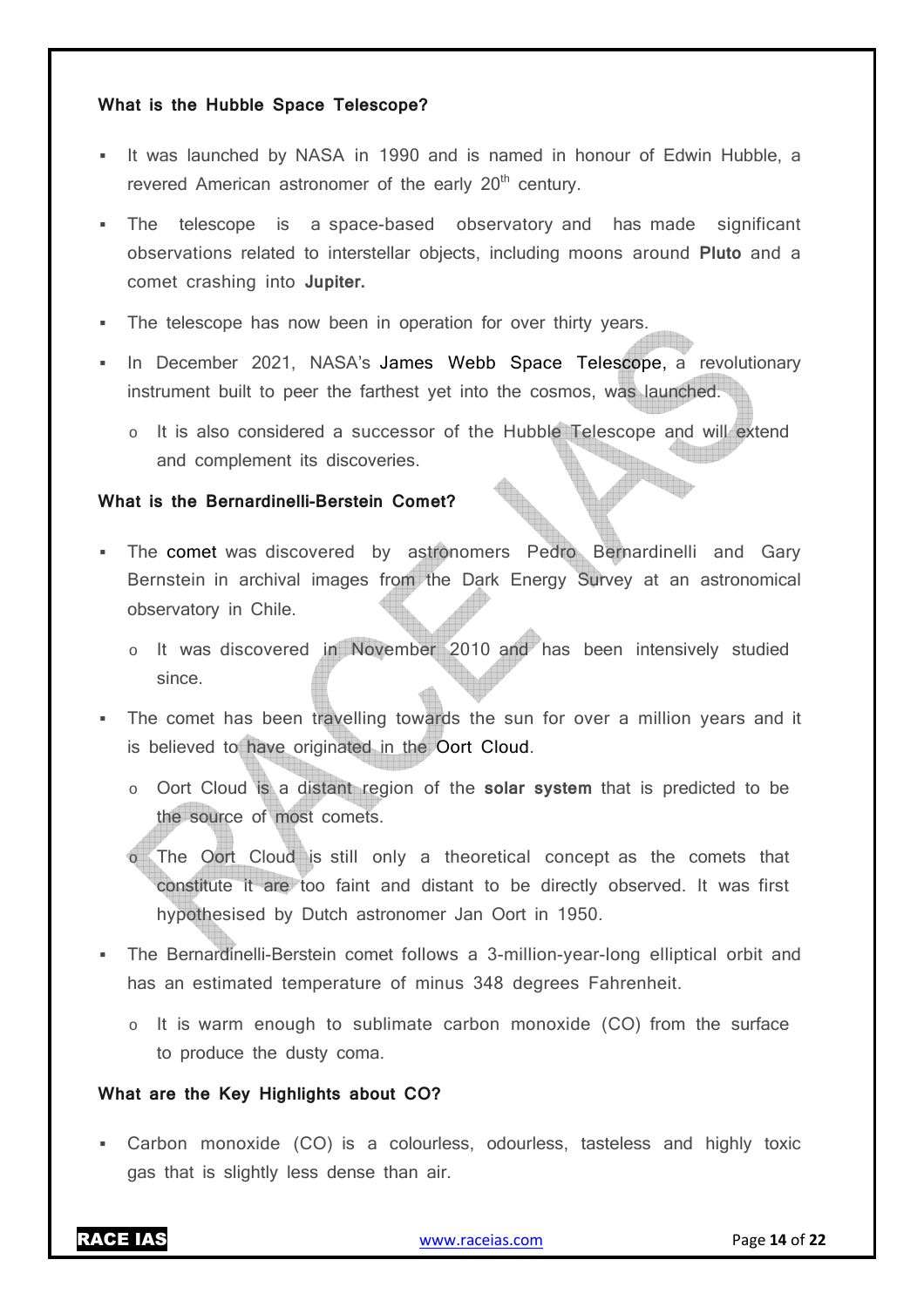### What is the Hubble Space Telescope?

- It was launched by NASA in 1990 and is named in honour of Edwin Hubble, a revered American astronomer of the early 20th century.
- The telescope is a space-based observatory and has made significant observations related to interstellar objects, including moons around **Pluto** and a comet crashing into **Jupiter.**
- The telescope has now been in operation for over thirty years.
- In December 2021, NASA's James Webb Space Telescope, a revolutionary instrument built to peer the farthest yet into the cosmos, was launched.
  - It is also considered a successor of the Hubble Telescope and will extend and complement its discoveries.

### What is the Bernardinelli-Berstein Comet?

- The comet was discovered by astronomers Pedro Bernardinelli and Gary Bernstein in archival images from the Dark Energy Survey at an astronomical observatory in Chile.
  - It was discovered in November 2010 and has been intensively studied since.
- The comet has been travelling towards the sun for over a million years and it is believed to have originated in the Oort Cloud.
  - Oort Cloud is a distant region of the **solar system** that is predicted to be the source of most comets.
  - The Oort Cloud is still only a theoretical concept as the comets that constitute it are too faint and distant to be directly observed. It was first hypothesised by Dutch astronomer Jan Oort in 1950.
- The Bernardinelli-Berstein comet follows a 3-million-year-long elliptical orbit and has an estimated temperature of minus 348 degrees Fahrenheit.
  - It is warm enough to sublimate carbon monoxide (CO) from the surface to produce the dusty coma.

### What are the Key Highlights about CO?

- Carbon monoxide (CO) is a colourless, odourless, tasteless and highly toxic gas that is slightly less dense than air.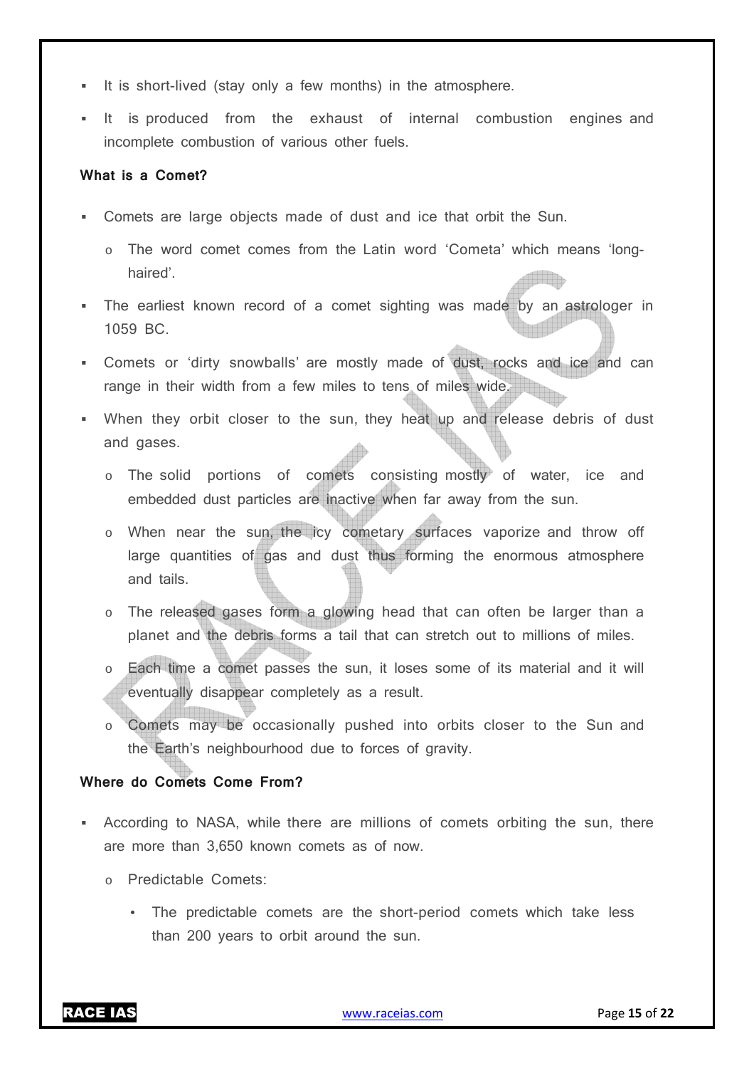- It is short-lived (stay only a few months) in the atmosphere.
- It is produced from the exhaust of internal combustion engines and incomplete combustion of various other fuels.

**What is a Comet?**

- Comets are large objects made of dust and ice that orbit the Sun.
  - The word comet comes from the Latin word 'Cometa' which means 'long-haired'.
- The earliest known record of a comet sighting was made by an astrologer in 1059 BC.
- Comets or 'dirty snowballs' are mostly made of dust, rocks and ice and can range in their width from a few miles to tens of miles wide.
- When they orbit closer to the sun, they heat up and release debris of dust and gases.
  - The solid portions of comets consisting mostly of water, ice and embedded dust particles are inactive when far away from the sun.
  - When near the sun, the icy cometary surfaces vaporize and throw off large quantities of gas and dust thus forming the enormous atmosphere and tails.
  - The released gases form a glowing head that can often be larger than a planet and the debris forms a tail that can stretch out to millions of miles.
  - Each time a comet passes the sun, it loses some of its material and it will eventually disappear completely as a result.
  - Comets may be occasionally pushed into orbits closer to the Sun and the Earth's neighbourhood due to forces of gravity.

**Where do Comets Come From?**

- According to NASA, while there are millions of comets orbiting the sun, there are more than 3,650 known comets as of now.
  - Predictable Comets:
    - The predictable comets are the short-period comets which take less than 200 years to orbit around the sun.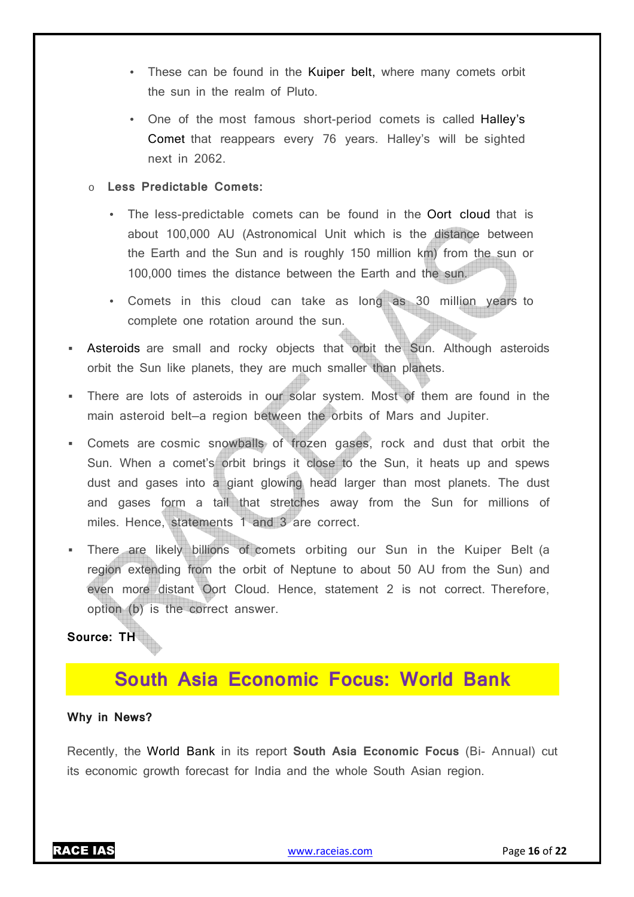- These can be found in the Kuiper belt, where many comets orbit the sun in the realm of Pluto.
- One of the most famous short-period comets is called Halley's Comet that reappears every 76 years. Halley's will be sighted next in 2062.

- **Less Predictable Comets:**
  - The less-predictable comets can be found in the Oort cloud that is about 100,000 AU (Astronomical Unit which is the distance between the Earth and the Sun and is roughly 150 million km) from the sun or 100,000 times the distance between the Earth and the sun.
  - Comets in this cloud can take as long as 30 million years to complete one rotation around the sun.

- Asteroids are small and rocky objects that orbit the Sun. Although asteroids orbit the Sun like planets, they are much smaller than planets.
- There are lots of asteroids in our solar system. Most of them are found in the main asteroid belt–a region between the orbits of Mars and Jupiter.
- Comets are cosmic snowballs of frozen gases, rock and dust that orbit the Sun. When a comet's orbit brings it close to the Sun, it heats up and spews dust and gases into a giant glowing head larger than most planets. The dust and gases form a tail that stretches away from the Sun for millions of miles. Hence, statements 1 and 3 are correct.
- There are likely billions of comets orbiting our Sun in the Kuiper Belt (a region extending from the orbit of Neptune to about 50 AU from the Sun) and even more distant Oort Cloud. Hence, statement 2 is not correct. Therefore, option (b) is the correct answer.

**Source: TH**

# South Asia Economic Focus: World Bank

**Why in News?**

Recently, the World Bank in its report **South Asia Economic Focus** (Bi- Annual) cut its economic growth forecast for India and the whole South Asian region.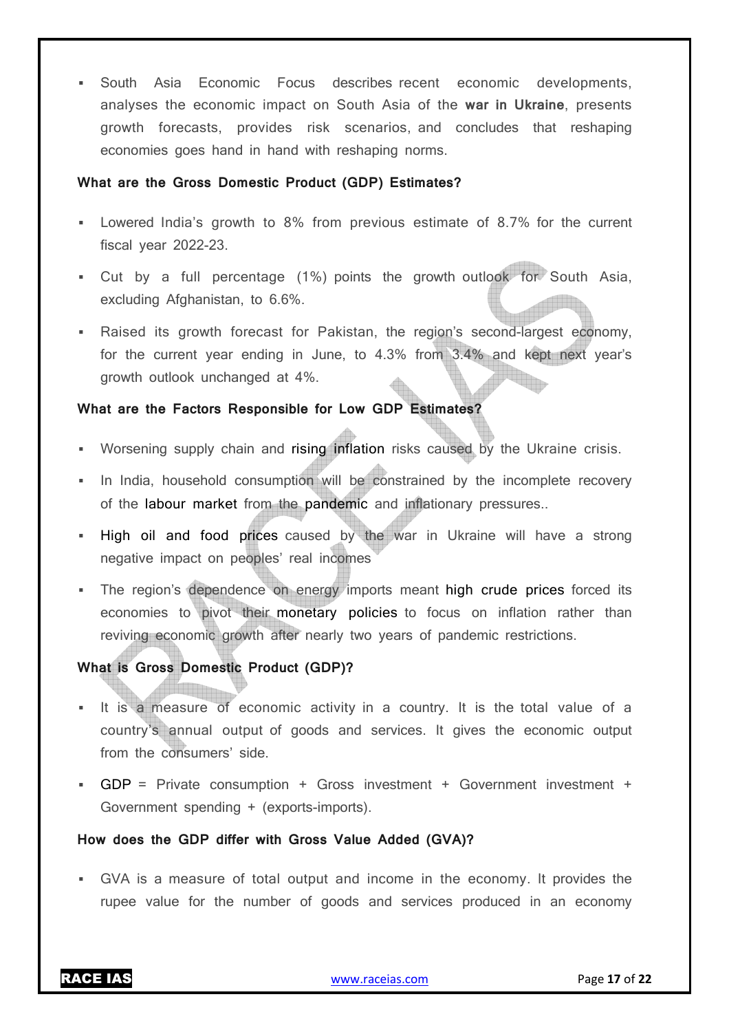- South Asia Economic Focus describes recent economic developments, analyses the economic impact on South Asia of the **war in Ukraine**, presents growth forecasts, provides risk scenarios, and concludes that reshaping economies goes hand in hand with reshaping norms.

**What are the Gross Domestic Product (GDP) Estimates?**

- Lowered India's growth to 8% from previous estimate of 8.7% for the current fiscal year 2022-23.
- Cut by a full percentage (1%) points the growth outlook for South Asia, excluding Afghanistan, to 6.6%.
- Raised its growth forecast for Pakistan, the region's second-largest economy, for the current year ending in June, to 4.3% from 3.4% and kept next year's growth outlook unchanged at 4%.

**What are the Factors Responsible for Low GDP Estimates?**

- Worsening supply chain and rising inflation risks caused by the Ukraine crisis.
- In India, household consumption will be constrained by the incomplete recovery of the labour market from the pandemic and inflationary pressures..
- High oil and food prices caused by the war in Ukraine will have a strong negative impact on peoples' real incomes
- The region's dependence on energy imports meant high crude prices forced its economies to pivot their monetary policies to focus on inflation rather than reviving economic growth after nearly two years of pandemic restrictions.

**What is Gross Domestic Product (GDP)?**

- It is a measure of economic activity in a country. It is the total value of a country's annual output of goods and services. It gives the economic output from the consumers' side.
- GDP = Private consumption + Gross investment + Government investment + Government spending + (exports-imports).

**How does the GDP differ with Gross Value Added (GVA)?**

- GVA is a measure of total output and income in the economy. It provides the rupee value for the number of goods and services produced in an economy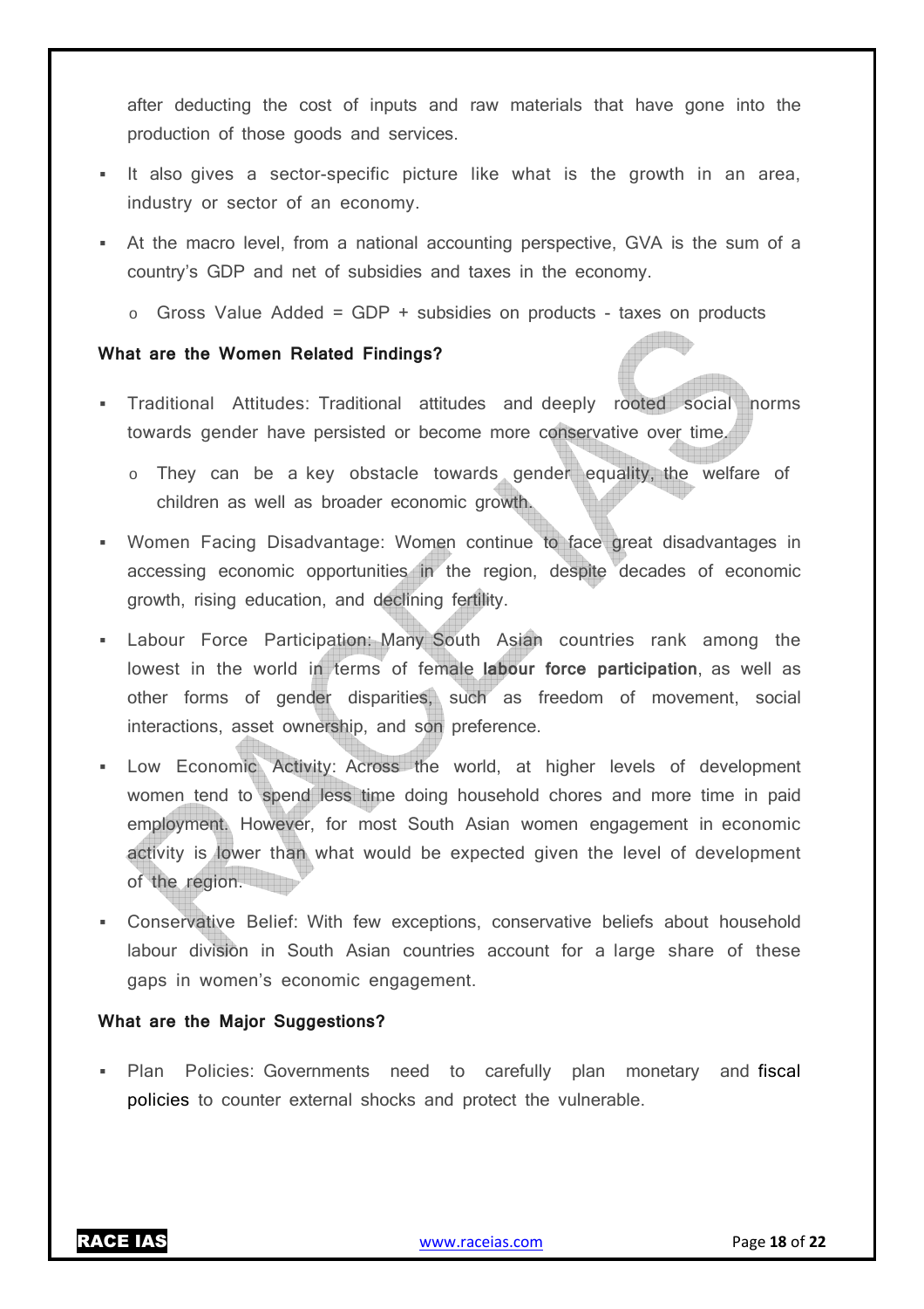after deducting the cost of inputs and raw materials that have gone into the production of those goods and services.

- It also gives a sector-specific picture like what is the growth in an area, industry or sector of an economy.
- At the macro level, from a national accounting perspective, GVA is the sum of a country's GDP and net of subsidies and taxes in the economy.
  - Gross Value Added = GDP + subsidies on products - taxes on products

**What are the Women Related Findings?**

- Traditional Attitudes: Traditional attitudes and deeply rooted social norms towards gender have persisted or become more conservative over time.
  - They can be a key obstacle towards gender equality, the welfare of children as well as broader economic growth.
- Women Facing Disadvantage: Women continue to face great disadvantages in accessing economic opportunities in the region, despite decades of economic growth, rising education, and declining fertility.
- Labour Force Participation: Many South Asian countries rank among the lowest in the world in terms of female **labour force participation**, as well as other forms of gender disparities, such as freedom of movement, social interactions, asset ownership, and son preference.
- Low Economic Activity: Across the world, at higher levels of development women tend to spend less time doing household chores and more time in paid employment. However, for most South Asian women engagement in economic activity is lower than what would be expected given the level of development of the region.
- Conservative Belief: With few exceptions, conservative beliefs about household labour division in South Asian countries account for a large share of these gaps in women's economic engagement.

**What are the Major Suggestions?**

- Plan Policies: Governments need to carefully plan monetary and fiscal policies to counter external shocks and protect the vulnerable.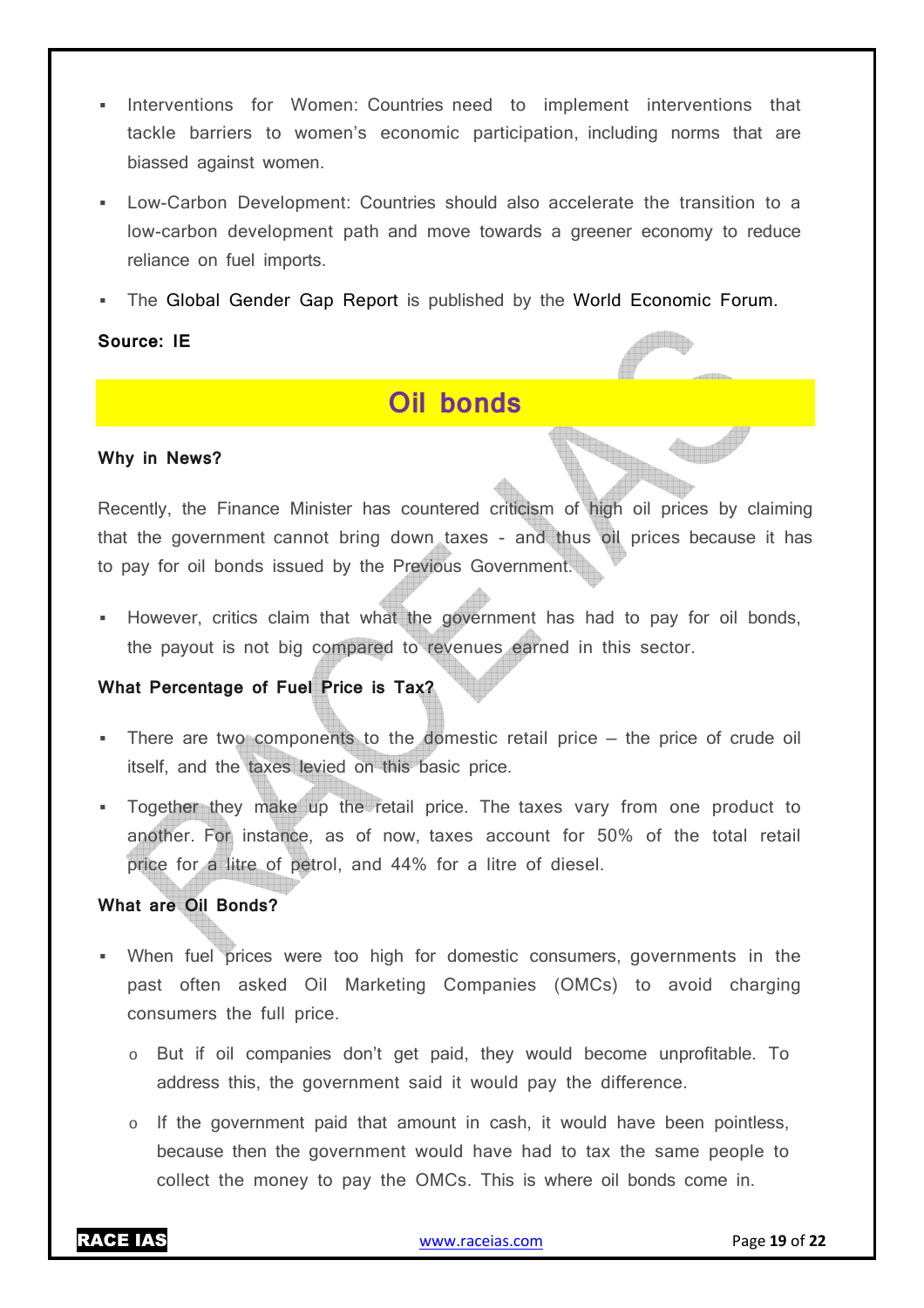- Interventions for Women: Countries need to implement interventions that tackle barriers to women's economic participation, including norms that are biassed against women.
- Low-Carbon Development: Countries should also accelerate the transition to a low-carbon development path and move towards a greener economy to reduce reliance on fuel imports.
- The Global Gender Gap Report is published by the World Economic Forum.

**Source: IE**

## Oil bonds

**Why in News?**

Recently, the Finance Minister has countered criticism of high oil prices by claiming that the government cannot bring down taxes - and thus oil prices because it has to pay for oil bonds issued by the Previous Government.

- However, critics claim that what the government has had to pay for oil bonds, the payout is not big compared to revenues earned in this sector.

**What Percentage of Fuel Price is Tax?**

- There are two components to the domestic retail price – the price of crude oil itself, and the taxes levied on this basic price.
- Together they make up the retail price. The taxes vary from one product to another. For instance, as of now, taxes account for 50% of the total retail price for a litre of petrol, and 44% for a litre of diesel.

**What are Oil Bonds?**

- When fuel prices were too high for domestic consumers, governments in the past often asked Oil Marketing Companies (OMCs) to avoid charging consumers the full price.
  - But if oil companies don't get paid, they would become unprofitable. To address this, the government said it would pay the difference.
  - If the government paid that amount in cash, it would have been pointless, because then the government would have had to tax the same people to collect the money to pay the OMCs. This is where oil bonds come in.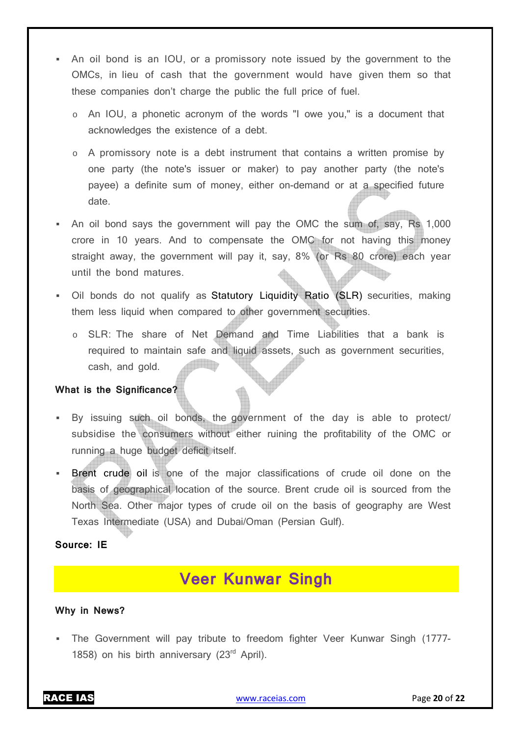- An oil bond is an IOU, or a promissory note issued by the government to the OMCs, in lieu of cash that the government would have given them so that these companies don't charge the public the full price of fuel.
  - An IOU, a phonetic acronym of the words "I owe you," is a document that acknowledges the existence of a debt.
  - A promissory note is a debt instrument that contains a written promise by one party (the note's issuer or maker) to pay another party (the note's payee) a definite sum of money, either on-demand or at a specified future date.
- An oil bond says the government will pay the OMC the sum of, say, Rs 1,000 crore in 10 years. And to compensate the OMC for not having this money straight away, the government will pay it, say, 8% (or Rs 80 crore) each year until the bond matures.
- Oil bonds do not qualify as Statutory Liquidity Ratio (SLR) securities, making them less liquid when compared to other government securities.
  - SLR: The share of Net Demand and Time Liabilities that a bank is required to maintain safe and liquid assets, such as government securities, cash, and gold.

**What is the Significance?**

- By issuing such oil bonds, the government of the day is able to protect/ subsidise the consumers without either ruining the profitability of the OMC or running a huge budget deficit itself.
- Brent crude oil is one of the major classifications of crude oil done on the basis of geographical location of the source. Brent crude oil is sourced from the North Sea. Other major types of crude oil on the basis of geography are West Texas Intermediate (USA) and Dubai/Oman (Persian Gulf).

**Source: IE**

## Veer Kunwar Singh

**Why in News?**

- The Government will pay tribute to freedom fighter Veer Kunwar Singh (1777-1858) on his birth anniversary (23rd April).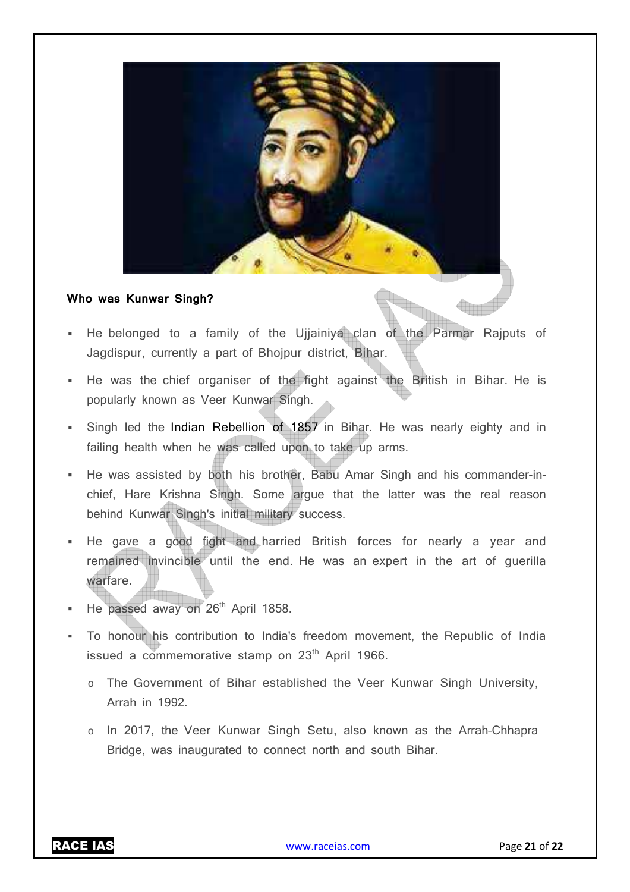**Who was Kunwar Singh?**

- He belonged to a family of the Ujjainiya clan of the Parmar Rajputs of Jagdispur, currently a part of Bhojpur district, Bihar.
- He was the chief organiser of the fight against the British in Bihar. He is popularly known as Veer Kunwar Singh.
- Singh led the Indian Rebellion of 1857 in Bihar. He was nearly eighty and in failing health when he was called upon to take up arms.
- He was assisted by both his brother, Babu Amar Singh and his commander-in-chief, Hare Krishna Singh. Some argue that the latter was the real reason behind Kunwar Singh's initial military success.
- He gave a good fight and harried British forces for nearly a year and remained invincible until the end. He was an expert in the art of guerilla warfare.
- He passed away on 26th April 1858.
- To honour his contribution to India's freedom movement, the Republic of India issued a commemorative stamp on 23rd April 1966.
  - The Government of Bihar established the Veer Kunwar Singh University, Arrah in 1992.
  - In 2017, the Veer Kunwar Singh Setu, also known as the Arrah-Chhapra Bridge, was inaugurated to connect north and south Bihar.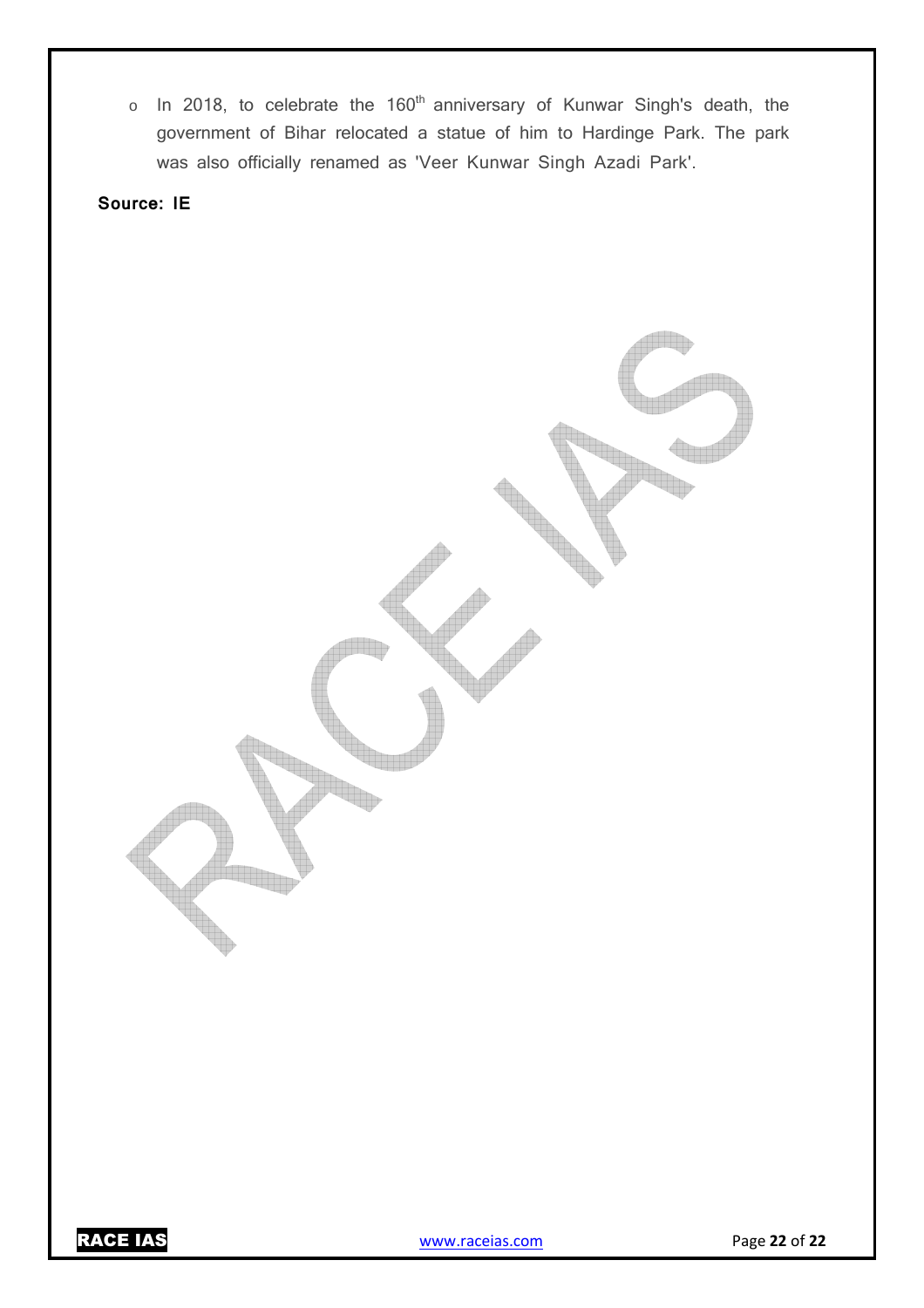- In 2018, to celebrate the 160th anniversary of Kunwar Singh's death, the government of Bihar relocated a statue of him to Hardinge Park. The park was also officially renamed as 'Veer Kunwar Singh Azadi Park'.

**Source: IE**